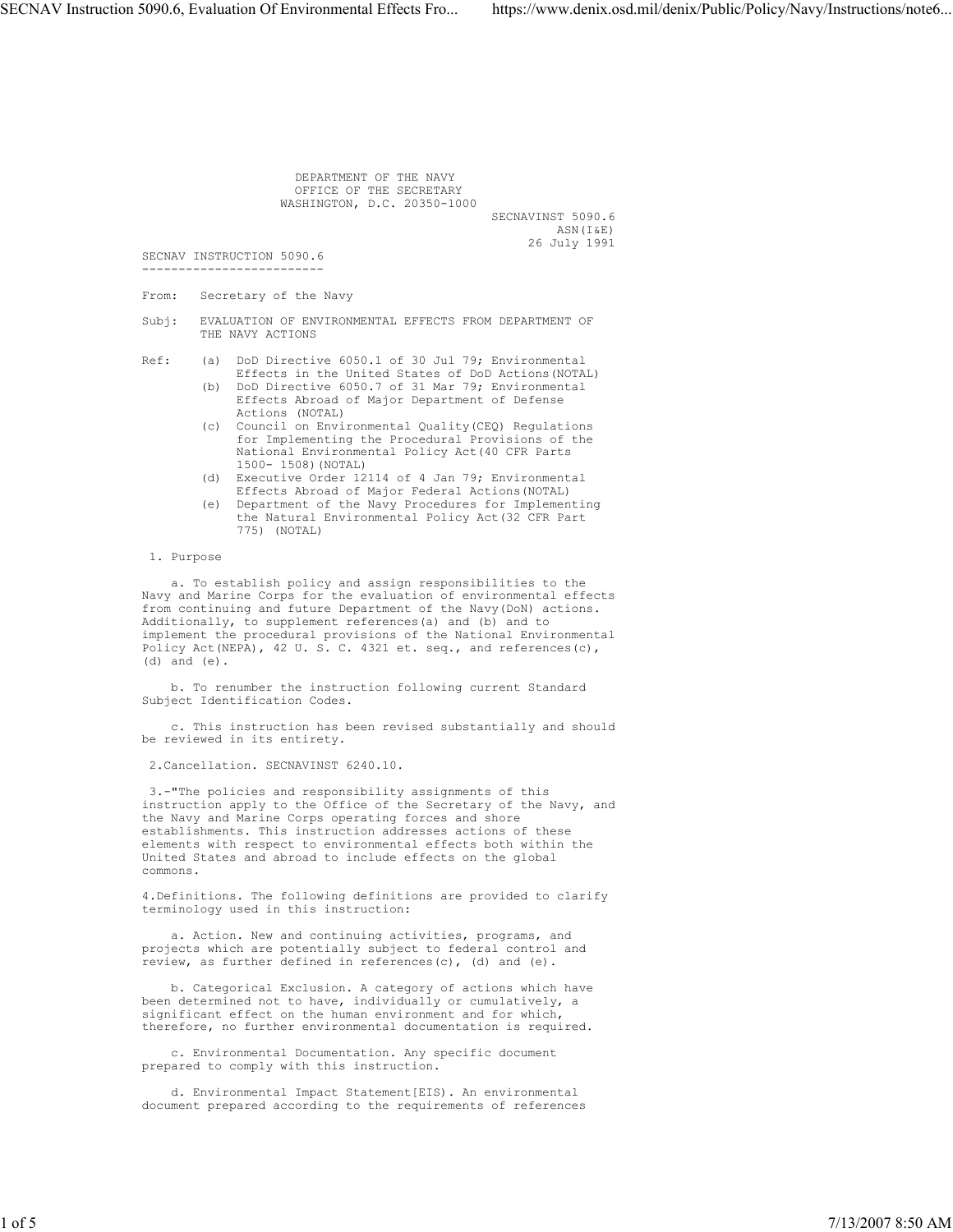DEPARTMENT OF THE NAVY
OFFICE OF THE SECRETARY
WASHINGTON, D.C. 20350-1000

SECNAVINST 5090.6
ASN(I&E)
26 July 1991

# SECNAV INSTRUCTION 5090.6

From: Secretary of the Navy

Subj: EVALUATION OF ENVIRONMENTAL EFFECTS FROM DEPARTMENT OF THE NAVY ACTIONS

Ref:
- (a) DoD Directive 6050.1 of 30 Jul 79; Environmental Effects in the United States of DoD Actions(NOTAL)
- (b) DoD Directive 6050.7 of 31 Mar 79; Environmental Effects Abroad of Major Department of Defense Actions (NOTAL)
- (c) Council on Environmental Quality(CEQ) Regulations for Implementing the Procedural Provisions of the National Environmental Policy Act(40 CFR Parts 1500- 1508)(NOTAL)
- (d) Executive Order 12114 of 4 Jan 79; Environmental Effects Abroad of Major Federal Actions(NOTAL)
- (e) Department of the Navy Procedures for Implementing the Natural Environmental Policy Act(32 CFR Part 775) (NOTAL)

1. Purpose

a. To establish policy and assign responsibilities to the Navy and Marine Corps for the evaluation of environmental effects from continuing and future Department of the Navy(DoN) actions. Additionally, to supplement references(a) and (b) and to implement the procedural provisions of the National Environmental Policy Act(NEPA), 42 U. S. C. 4321 et. seq., and references(c), (d) and (e).

b. To renumber the instruction following current Standard Subject Identification Codes.

c. This instruction has been revised substantially and should be reviewed in its entirety.

2.Cancellation. SECNAVINST 6240.10.

3.-"The policies and responsibility assignments of this instruction apply to the Office of the Secretary of the Navy, and the Navy and Marine Corps operating forces and shore establishments. This instruction addresses actions of these elements with respect to environmental effects both within the United States and abroad to include effects on the global commons.

4.Definitions. The following definitions are provided to clarify terminology used in this instruction:

a. Action. New and continuing activities, programs, and projects which are potentially subject to federal control and review, as further defined in references(c), (d) and (e).

b. Categorical Exclusion. A category of actions which have been determined not to have, individually or cumulatively, a significant effect on the human environment and for which, therefore, no further environmental documentation is required.

c. Environmental Documentation. Any specific document prepared to comply with this instruction.

d. Environmental Impact Statement[EIS). An environmental document prepared according to the requirements of references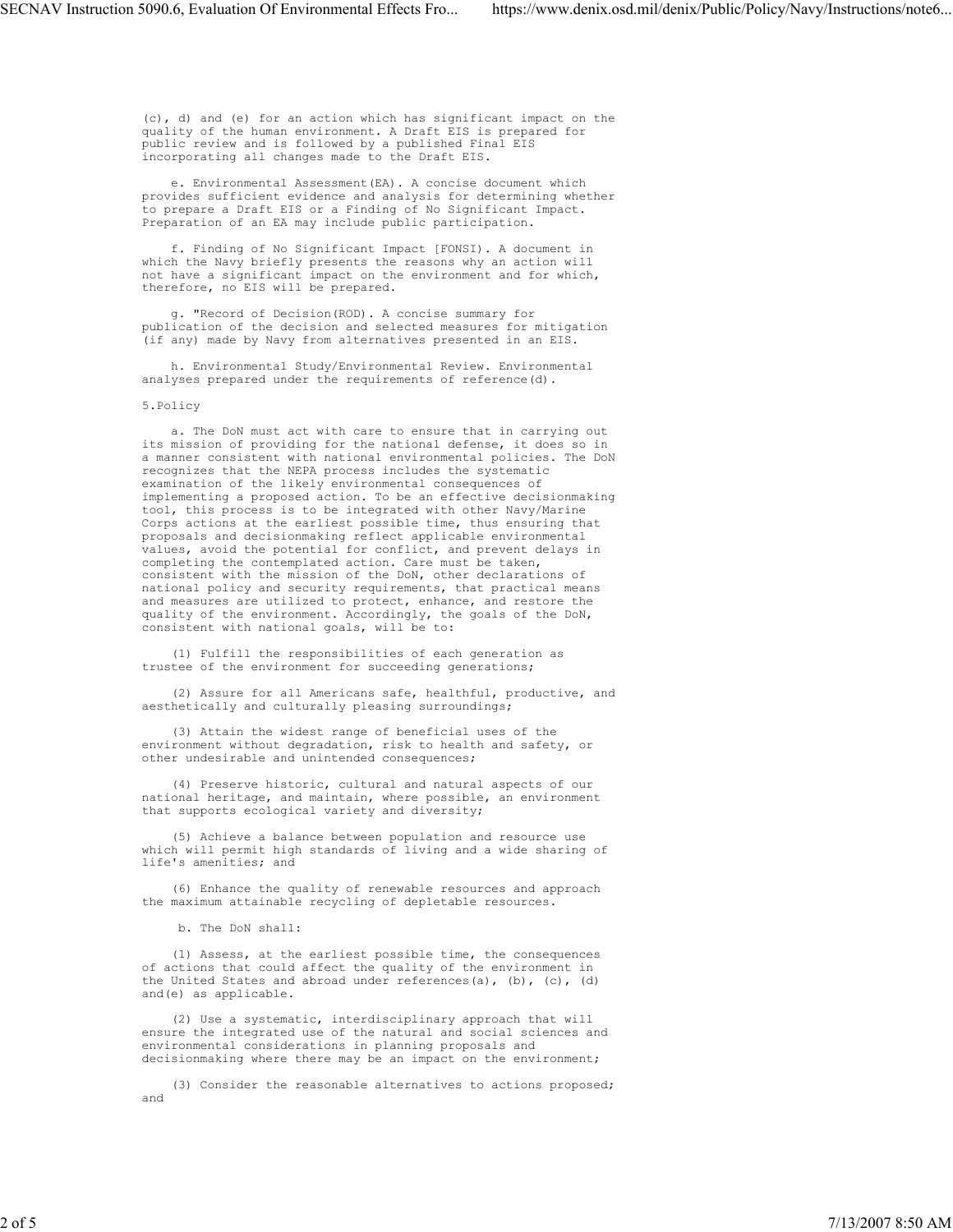(c), d) and (e) for an action which has significant impact on the quality of the human environment. A Draft EIS is prepared for public review and is followed by a published Final EIS incorporating all changes made to the Draft EIS.

e. Environmental Assessment(EA). A concise document which provides sufficient evidence and analysis for determining whether to prepare a Draft EIS or a Finding of No Significant Impact. Preparation of an EA may include public participation.

f. Finding of No Significant Impact [FONSI). A document in which the Navy briefly presents the reasons why an action will not have a significant impact on the environment and for which, therefore, no EIS will be prepared.

g. "Record of Decision(ROD). A concise summary for publication of the decision and selected measures for mitigation (if any) made by Navy from alternatives presented in an EIS.

h. Environmental Study/Environmental Review. Environmental analyses prepared under the requirements of reference(d).

5.Policy

a. The DoN must act with care to ensure that in carrying out its mission of providing for the national defense, it does so in a manner consistent with national environmental policies. The DoN recognizes that the NEPA process includes the systematic examination of the likely environmental consequences of implementing a proposed action. To be an effective decisionmaking tool, this process is to be integrated with other Navy/Marine Corps actions at the earliest possible time, thus ensuring that proposals and decisionmaking reflect applicable environmental values, avoid the potential for conflict, and prevent delays in completing the contemplated action. Care must be taken, consistent with the mission of the DoN, other declarations of national policy and security requirements, that practical means and measures are utilized to protect, enhance, and restore the quality of the environment. Accordingly, the goals of the DoN, consistent with national goals, will be to:

(1) Fulfill the responsibilities of each generation as trustee of the environment for succeeding generations;

(2) Assure for all Americans safe, healthful, productive, and aesthetically and culturally pleasing surroundings;

(3) Attain the widest range of beneficial uses of the environment without degradation, risk to health and safety, or other undesirable and unintended consequences;

(4) Preserve historic, cultural and natural aspects of our national heritage, and maintain, where possible, an environment that supports ecological variety and diversity;

(5) Achieve a balance between population and resource use which will permit high standards of living and a wide sharing of life's amenities; and

(6) Enhance the quality of renewable resources and approach the maximum attainable recycling of depletable resources.

b. The DoN shall:

(1) Assess, at the earliest possible time, the consequences of actions that could affect the quality of the environment in the United States and abroad under references(a), (b), (c), (d) and(e) as applicable.

(2) Use a systematic, interdisciplinary approach that will ensure the integrated use of the natural and social sciences and environmental considerations in planning proposals and decisionmaking where there may be an impact on the environment;

(3) Consider the reasonable alternatives to actions proposed; and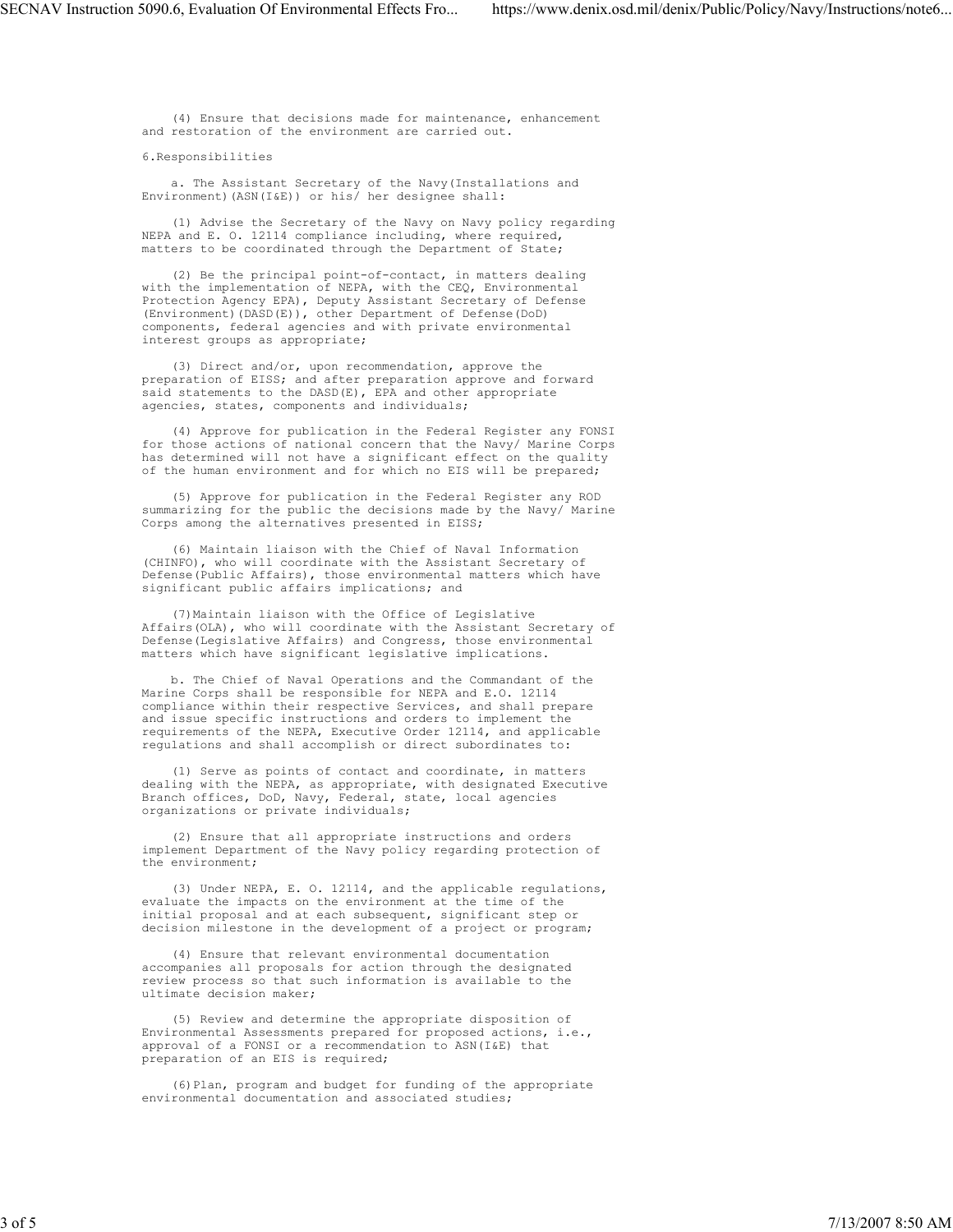(4) Ensure that decisions made for maintenance, enhancement and restoration of the environment are carried out.

6.Responsibilities

a. The Assistant Secretary of the Navy(Installations and Environment)(ASN(I&E)) or his/ her designee shall:

(1) Advise the Secretary of the Navy on Navy policy regarding NEPA and E. O. 12114 compliance including, where required, matters to be coordinated through the Department of State;

(2) Be the principal point-of-contact, in matters dealing with the implementation of NEPA, with the CEQ, Environmental Protection Agency EPA), Deputy Assistant Secretary of Defense (Environment)(DASD(E)), other Department of Defense(DoD) components, federal agencies and with private environmental interest groups as appropriate;

(3) Direct and/or, upon recommendation, approve the preparation of EISS; and after preparation approve and forward said statements to the DASD(E), EPA and other appropriate agencies, states, components and individuals;

(4) Approve for publication in the Federal Register any FONSI for those actions of national concern that the Navy/ Marine Corps has determined will not have a significant effect on the quality of the human environment and for which no EIS will be prepared;

(5) Approve for publication in the Federal Register any ROD summarizing for the public the decisions made by the Navy/ Marine Corps among the alternatives presented in EISS;

(6) Maintain liaison with the Chief of Naval Information (CHINFO), who will coordinate with the Assistant Secretary of Defense(Public Affairs), those environmental matters which have significant public affairs implications; and

(7)Maintain liaison with the Office of Legislative Affairs(OLA), who will coordinate with the Assistant Secretary of Defense(Legislative Affairs) and Congress, those environmental matters which have significant legislative implications.

b. The Chief of Naval Operations and the Commandant of the Marine Corps shall be responsible for NEPA and E.O. 12114 compliance within their respective Services, and shall prepare and issue specific instructions and orders to implement the requirements of the NEPA, Executive Order 12114, and applicable regulations and shall accomplish or direct subordinates to:

(1) Serve as points of contact and coordinate, in matters dealing with the NEPA, as appropriate, with designated Executive Branch offices, DoD, Navy, Federal, state, local agencies organizations or private individuals;

(2) Ensure that all appropriate instructions and orders implement Department of the Navy policy regarding protection of the environment;

(3) Under NEPA, E. O. 12114, and the applicable regulations, evaluate the impacts on the environment at the time of the initial proposal and at each subsequent, significant step or decision milestone in the development of a project or program;

(4) Ensure that relevant environmental documentation accompanies all proposals for action through the designated review process so that such information is available to the ultimate decision maker;

(5) Review and determine the appropriate disposition of Environmental Assessments prepared for proposed actions, i.e., approval of a FONSI or a recommendation to ASN(I&E) that preparation of an EIS is required;

(6)Plan, program and budget for funding of the appropriate environmental documentation and associated studies;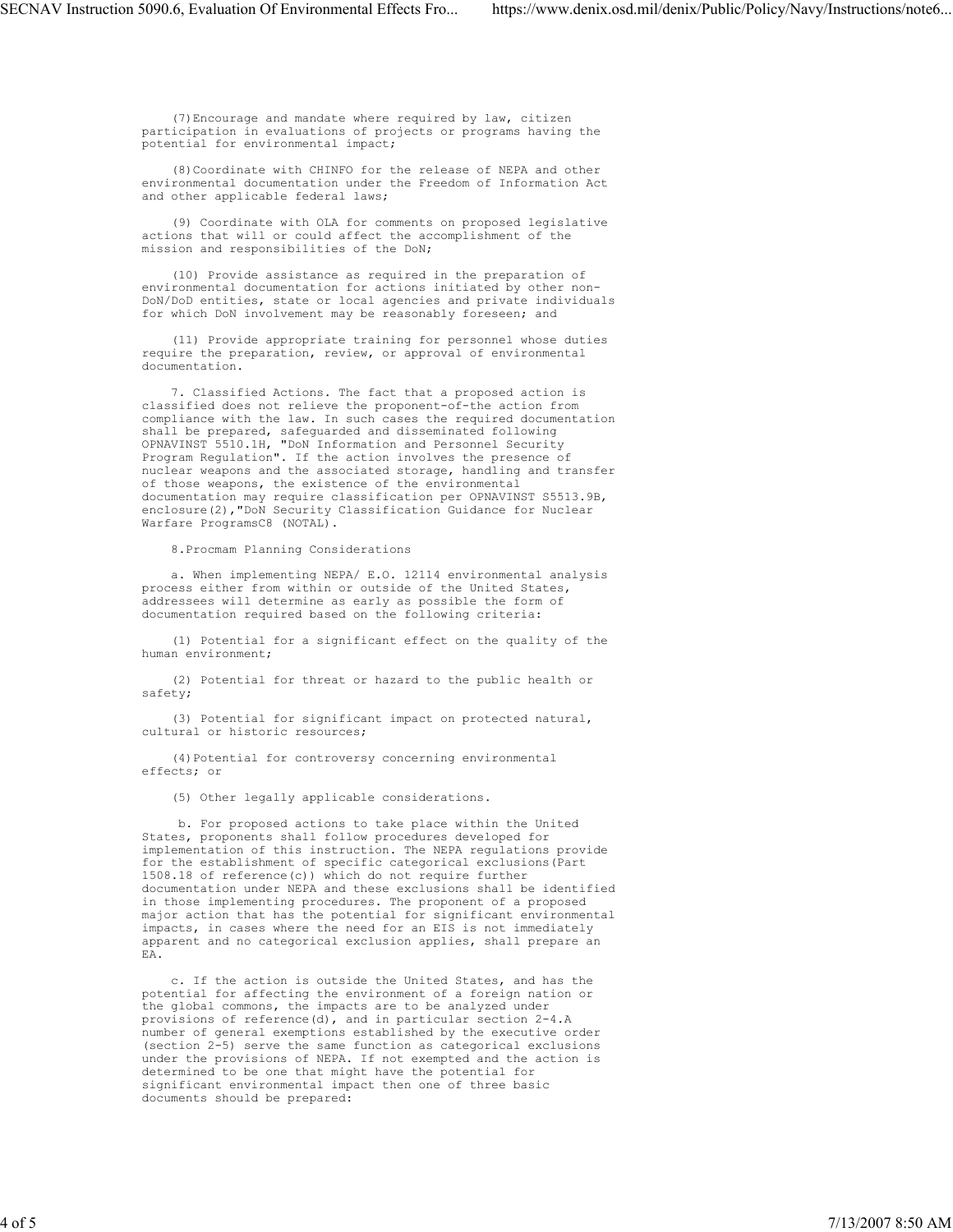(7) Encourage and mandate where required by law, citizen participation in evaluations of projects or programs having the potential for environmental impact;

(8) Coordinate with CHINFO for the release of NEPA and other environmental documentation under the Freedom of Information Act and other applicable federal laws;

(9) Coordinate with OLA for comments on proposed legislative actions that will or could affect the accomplishment of the mission and responsibilities of the DoN;

(10) Provide assistance as required in the preparation of environmental documentation for actions initiated by other non-DoN/DoD entities, state or local agencies and private individuals for which DoN involvement may be reasonably foreseen; and

(11) Provide appropriate training for personnel whose duties require the preparation, review, or approval of environmental documentation.

7. Classified Actions. The fact that a proposed action is classified does not relieve the proponent-of-the action from compliance with the law. In such cases the required documentation shall be prepared, safeguarded and disseminated following OPNAVINST 5510.1H, "DoN Information and Personnel Security Program Regulation". If the action involves the presence of nuclear weapons and the associated storage, handling and transfer of those weapons, the existence of the environmental documentation may require classification per OPNAVINST S5513.9B, enclosure(2),"DoN Security Classification Guidance for Nuclear Warfare ProgramsC8 (NOTAL).

8. Procmam Planning Considerations

a. When implementing NEPA/ E.O. 12114 environmental analysis process either from within or outside of the United States, addressees will determine as early as possible the form of documentation required based on the following criteria:

(1) Potential for a significant effect on the quality of the human environment;

(2) Potential for threat or hazard to the public health or safety;

(3) Potential for significant impact on protected natural, cultural or historic resources;

(4) Potential for controversy concerning environmental effects; or

(5) Other legally applicable considerations.

b. For proposed actions to take place within the United States, proponents shall follow procedures developed for implementation of this instruction. The NEPA regulations provide for the establishment of specific categorical exclusions(Part 1508.18 of reference(c)) which do not require further documentation under NEPA and these exclusions shall be identified in those implementing procedures. The proponent of a proposed major action that has the potential for significant environmental impacts, in cases where the need for an EIS is not immediately apparent and no categorical exclusion applies, shall prepare an EA.

c. If the action is outside the United States, and has the potential for affecting the environment of a foreign nation or the global commons, the impacts are to be analyzed under provisions of reference(d), and in particular section 2-4.A number of general exemptions established by the executive order (section 2-5) serve the same function as categorical exclusions under the provisions of NEPA. If not exempted and the action is determined to be one that might have the potential for significant environmental impact then one of three basic documents should be prepared: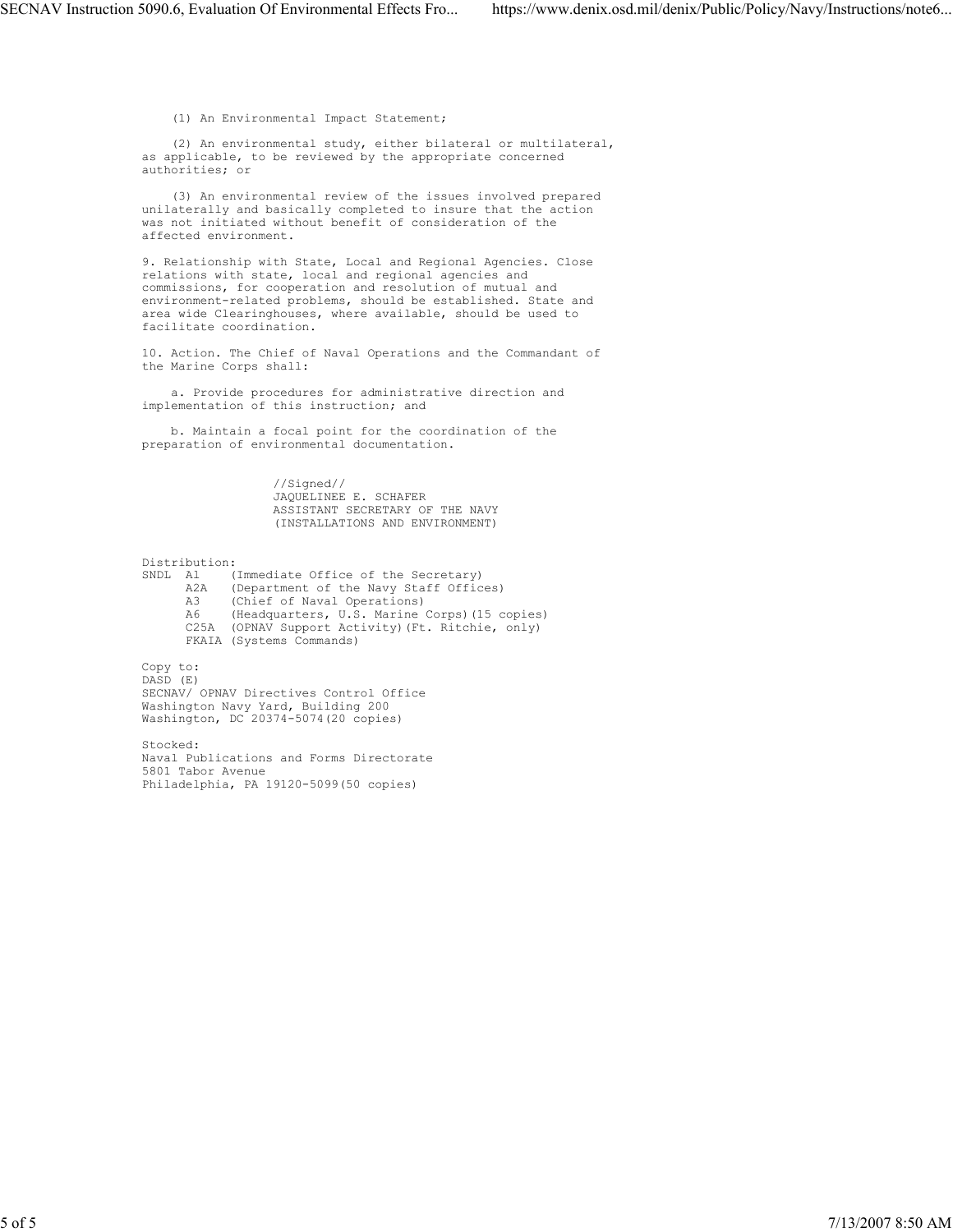(1) An Environmental Impact Statement;

(2) An environmental study, either bilateral or multilateral, as applicable, to be reviewed by the appropriate concerned authorities; or

(3) An environmental review of the issues involved prepared unilaterally and basically completed to insure that the action was not initiated without benefit of consideration of the affected environment.

9. Relationship with State, Local and Regional Agencies. Close relations with state, local and regional agencies and commissions, for cooperation and resolution of mutual and environment-related problems, should be established. State and area wide Clearinghouses, where available, should be used to facilitate coordination.

10. Action. The Chief of Naval Operations and the Commandant of the Marine Corps shall:

a. Provide procedures for administrative direction and implementation of this instruction; and

b. Maintain a focal point for the coordination of the preparation of environmental documentation.

//Signed//
JAQUELINEE E. SCHAFER
ASSISTANT SECRETARY OF THE NAVY
(INSTALLATIONS AND ENVIRONMENT)

Distribution:
SNDL A1 (Immediate Office of the Secretary)
A2A (Department of the Navy Staff Offices)
A3 (Chief of Naval Operations)
A6 (Headquarters, U.S. Marine Corps)(15 copies)
C25A (OPNAV Support Activity)(Ft. Ritchie, only)
FKAIA (Systems Commands)

Copy to:
DASD (E)
SECNAV/ OPNAV Directives Control Office
Washington Navy Yard, Building 200
Washington, DC 20374-5074(20 copies)

Stocked:
Naval Publications and Forms Directorate
5801 Tabor Avenue
Philadelphia, PA 19120-5099(50 copies)